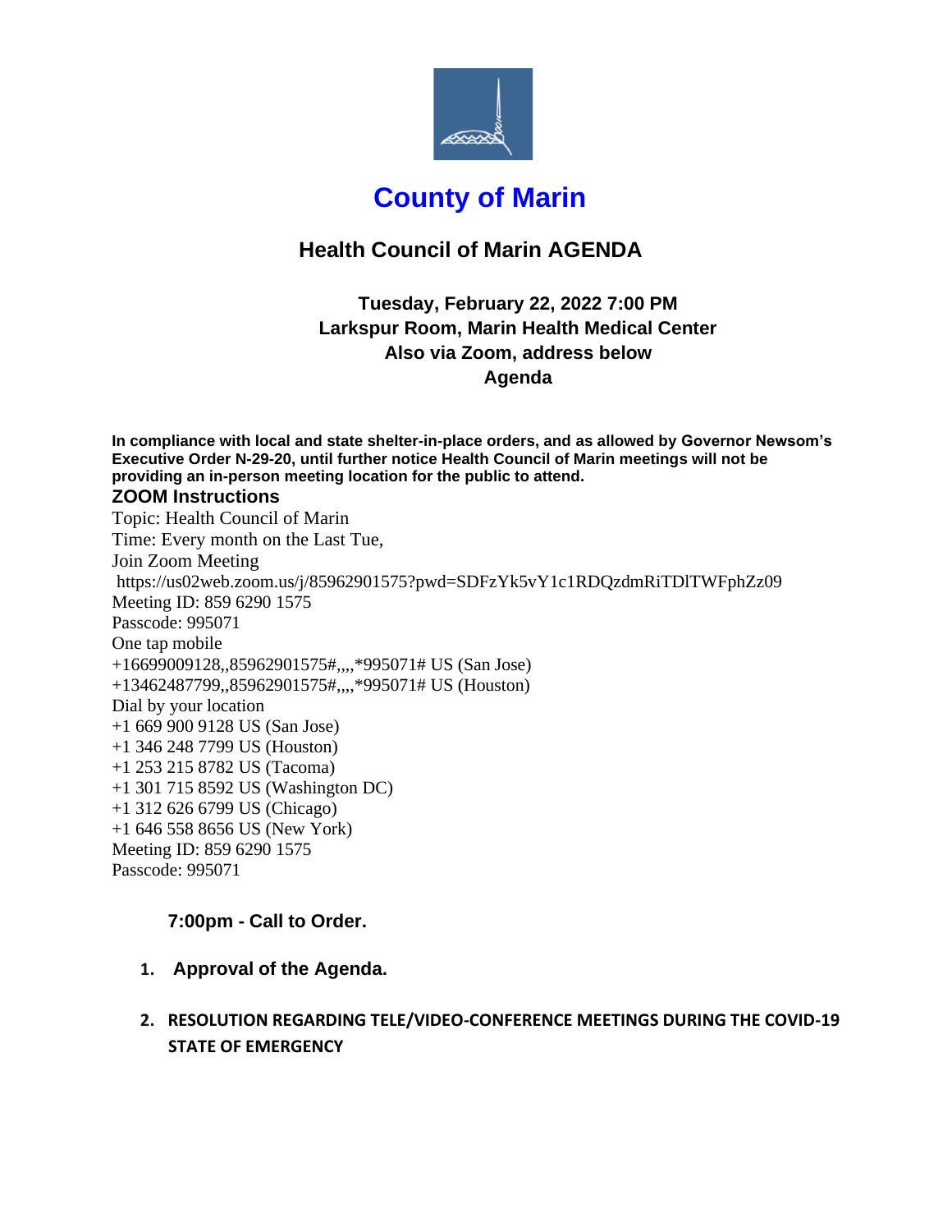# County of Marin

## Health Council of Marin AGENDA

### Tuesday, February 22, 2022 7:00 PM
### Larkspur Room, Marin Health Medical Center
### Also via Zoom, address below
### Agenda

**In compliance with local and state shelter-in-place orders, and as allowed by Governor Newsom's Executive Order N-29-20, until further notice Health Council of Marin meetings will not be providing an in-person meeting location for the public to attend.**

**ZOOM Instructions**

Topic: Health Council of Marin
Time: Every month on the Last Tue,
Join Zoom Meeting
https://us02web.zoom.us/j/85962901575?pwd=SDFzYk5vY1c1RDQzdmRiTDlTWFphZz09
Meeting ID: 859 6290 1575
Passcode: 995071
One tap mobile
+16699009128,,85962901575#,,,,*995071# US (San Jose)
+13462487799,,85962901575#,,,,*995071# US (Houston)
Dial by your location
+1 669 900 9128 US (San Jose)
+1 346 248 7799 US (Houston)
+1 253 215 8782 US (Tacoma)
+1 301 715 8592 US (Washington DC)
+1 312 626 6799 US (Chicago)
+1 646 558 8656 US (New York)
Meeting ID: 859 6290 1575
Passcode: 995071

**7:00pm - Call to Order.**

1. **Approval of the Agenda.**
2. **RESOLUTION REGARDING TELE/VIDEO-CONFERENCE MEETINGS DURING THE COVID-19 STATE OF EMERGENCY**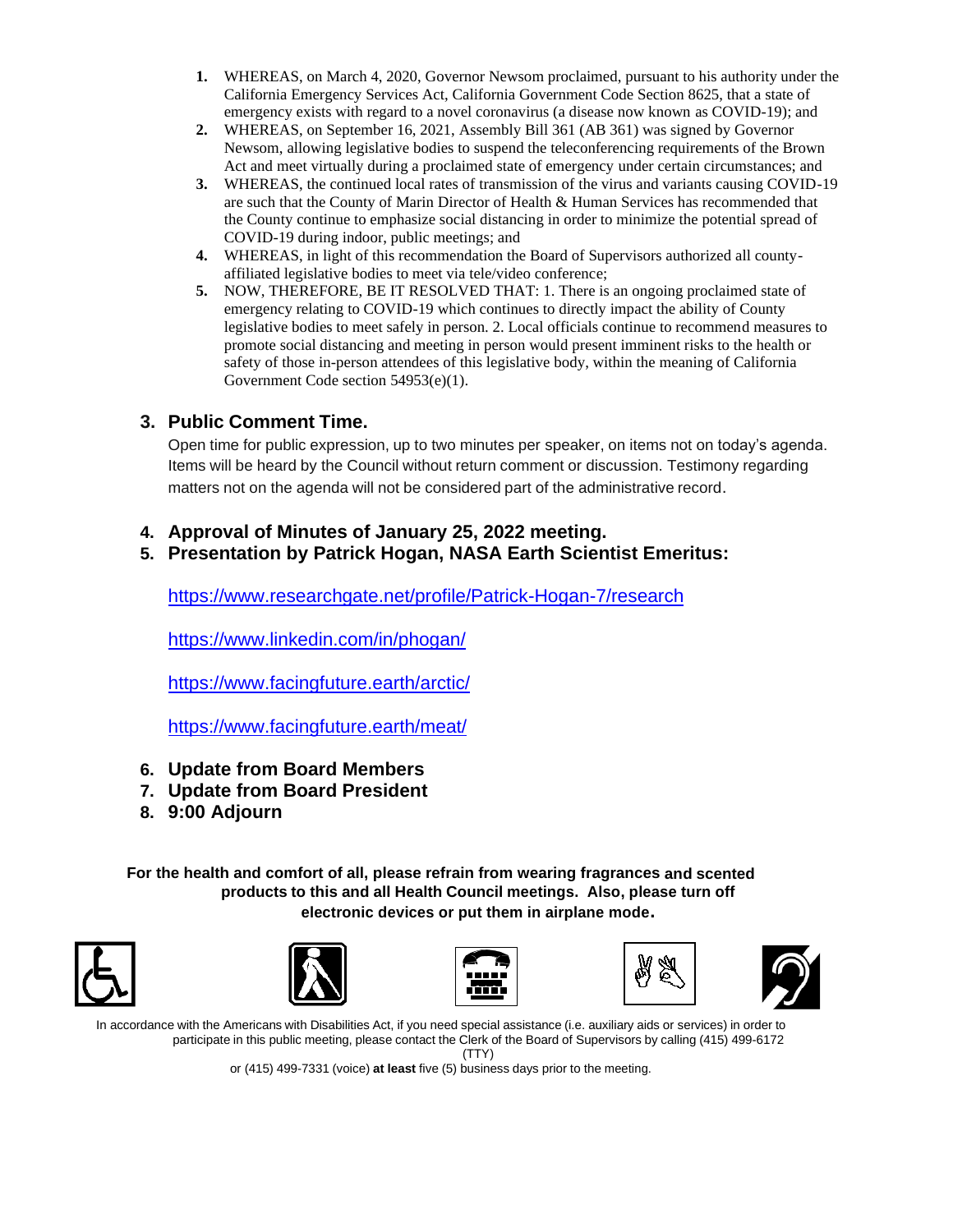1. WHEREAS, on March 4, 2020, Governor Newsom proclaimed, pursuant to his authority under the California Emergency Services Act, California Government Code Section 8625, that a state of emergency exists with regard to a novel coronavirus (a disease now known as COVID-19); and
2. WHEREAS, on September 16, 2021, Assembly Bill 361 (AB 361) was signed by Governor Newsom, allowing legislative bodies to suspend the teleconferencing requirements of the Brown Act and meet virtually during a proclaimed state of emergency under certain circumstances; and
3. WHEREAS, the continued local rates of transmission of the virus and variants causing COVID-19 are such that the County of Marin Director of Health & Human Services has recommended that the County continue to emphasize social distancing in order to minimize the potential spread of COVID-19 during indoor, public meetings; and
4. WHEREAS, in light of this recommendation the Board of Supervisors authorized all county-affiliated legislative bodies to meet via tele/video conference;
5. NOW, THEREFORE, BE IT RESOLVED THAT: 1. There is an ongoing proclaimed state of emergency relating to COVID-19 which continues to directly impact the ability of County legislative bodies to meet safely in person. 2. Local officials continue to recommend measures to promote social distancing and meeting in person would present imminent risks to the health or safety of those in-person attendees of this legislative body, within the meaning of California Government Code section 54953(e)(1).

3. **Public Comment Time.**

   Open time for public expression, up to two minutes per speaker, on items not on today's agenda. Items will be heard by the Council without return comment or discussion. Testimony regarding matters not on the agenda will not be considered part of the administrative record.

4. **Approval of Minutes of January 25, 2022 meeting.**
5. **Presentation by Patrick Hogan, NASA Earth Scientist Emeritus:**

   https://www.researchgate.net/profile/Patrick-Hogan-7/research

   https://www.linkedin.com/in/phogan/

   https://www.facingfuture.earth/arctic/

   https://www.facingfuture.earth/meat/

6. **Update from Board Members**
7. **Update from Board President**
8. **9:00 Adjourn**

**For the health and comfort of all, please refrain from wearing fragrances and scented products to this and all Health Council meetings. Also, please turn off electronic devices or put them in airplane mode.**

In accordance with the Americans with Disabilities Act, if you need special assistance (i.e. auxiliary aids or services) in order to participate in this public meeting, please contact the Clerk of the Board of Supervisors by calling (415) 499-6172 (TTY) or (415) 499-7331 (voice) **at least** five (5) business days prior to the meeting.